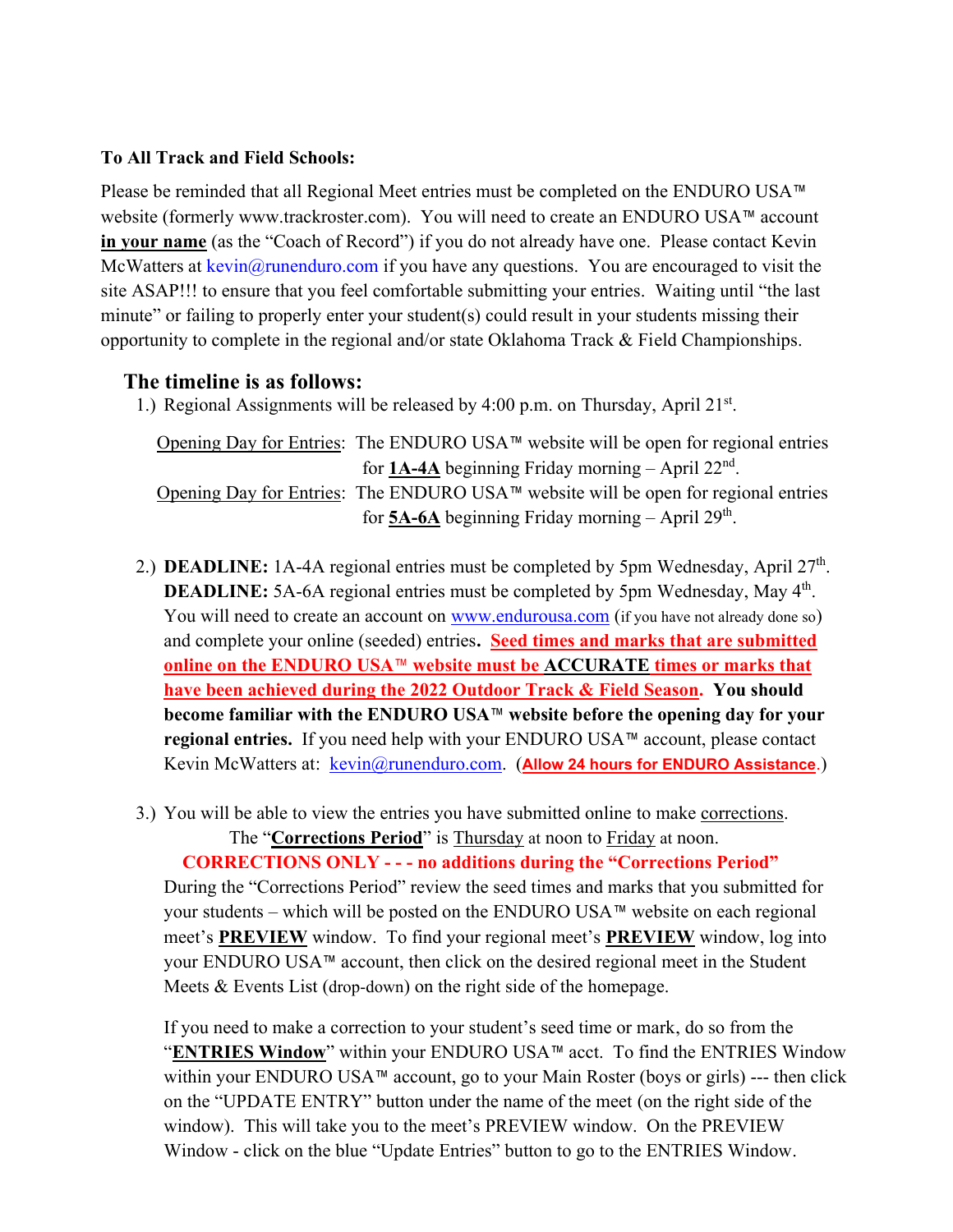**To All Track and Field Schools:**

Please be reminded that all Regional Meet entries must be completed on the ENDURO USA™ website (formerly www.trackroster.com). You will need to create an ENDURO USA™ account **in your name** (as the "Coach of Record") if you do not already have one. Please contact Kevin McWatters at kevin@runenduro.com if you have any questions. You are encouraged to visit the site ASAP!!! to ensure that you feel comfortable submitting your entries. Waiting until "the last minute" or failing to properly enter your student(s) could result in your students missing their opportunity to complete in the regional and/or state Oklahoma Track & Field Championships.

## The timeline is as follows:

1.) Regional Assignments will be released by 4:00 p.m. on Thursday, April 21st.

Opening Day for Entries: The ENDURO USA™ website will be open for regional entries for **1A-4A** beginning Friday morning – April 22nd.

Opening Day for Entries: The ENDURO USA™ website will be open for regional entries for **5A-6A** beginning Friday morning – April 29th.

2.) **DEADLINE:** 1A-4A regional entries must be completed by 5pm Wednesday, April 27th.
**DEADLINE:** 5A-6A regional entries must be completed by 5pm Wednesday, May 4th.
You will need to create an account on www.endurousa.com (if you have not already done so) and complete your online (seeded) entries**.** **Seed times and marks that are submitted online on the ENDURO USA™ website must be ACCURATE times or marks that have been achieved during the 2022 Outdoor Track & Field Season.** **You should become familiar with the ENDURO USA™ website before the opening day for your regional entries.** If you need help with your ENDURO USA™ account, please contact Kevin McWatters at: kevin@runenduro.com. (**Allow 24 hours for ENDURO Assistance**.)

3.) You will be able to view the entries you have submitted online to make corrections.
The "**Corrections Period**" is Thursday at noon to Friday at noon.
**CORRECTIONS ONLY - - - no additions during the "Corrections Period"**
During the "Corrections Period" review the seed times and marks that you submitted for your students – which will be posted on the ENDURO USA™ website on each regional meet's **PREVIEW** window. To find your regional meet's **PREVIEW** window, log into your ENDURO USA™ account, then click on the desired regional meet in the Student Meets & Events List (drop-down) on the right side of the homepage.

If you need to make a correction to your student's seed time or mark, do so from the "**ENTRIES Window**" within your ENDURO USA™ acct. To find the ENTRIES Window within your ENDURO USA™ account, go to your Main Roster (boys or girls) --- then click on the "UPDATE ENTRY" button under the name of the meet (on the right side of the window). This will take you to the meet's PREVIEW window. On the PREVIEW Window - click on the blue "Update Entries" button to go to the ENTRIES Window.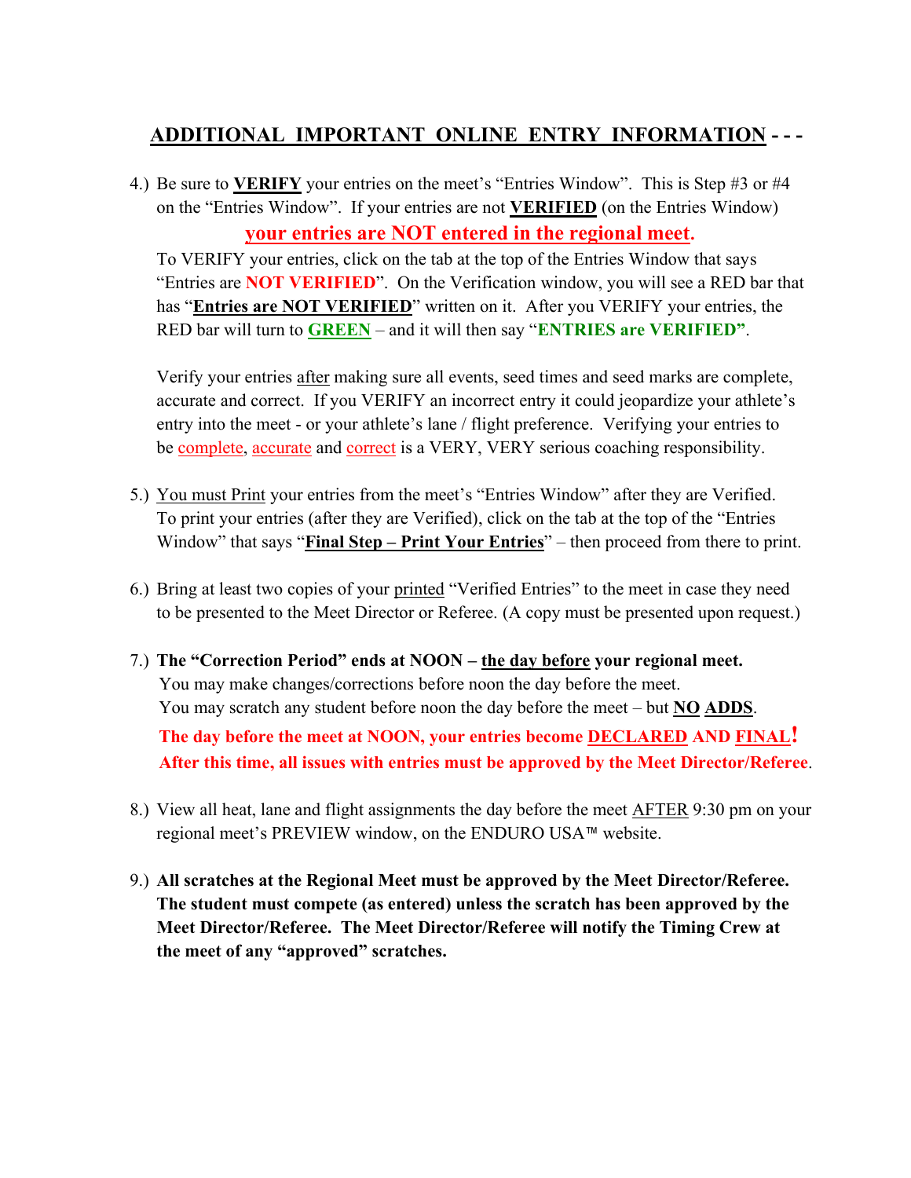## ADDITIONAL IMPORTANT ONLINE ENTRY INFORMATION - - -

4.) Be sure to **VERIFY** your entries on the meet's "Entries Window". This is Step #3 or #4 on the "Entries Window". If your entries are not **VERIFIED** (on the Entries Window)

**your entries are NOT entered in the regional meet.**

To VERIFY your entries, click on the tab at the top of the Entries Window that says "Entries are **NOT VERIFIED**". On the Verification window, you will see a RED bar that has "**Entries are NOT VERIFIED**" written on it. After you VERIFY your entries, the RED bar will turn to **GREEN** – and it will then say "**ENTRIES are VERIFIED**".

Verify your entries after making sure all events, seed times and seed marks are complete, accurate and correct. If you VERIFY an incorrect entry it could jeopardize your athlete's entry into the meet - or your athlete's lane / flight preference. Verifying your entries to be complete, accurate and correct is a VERY, VERY serious coaching responsibility.

5.) You must Print your entries from the meet's "Entries Window" after they are Verified. To print your entries (after they are Verified), click on the tab at the top of the "Entries Window" that says "**Final Step – Print Your Entries**" – then proceed from there to print.

6.) Bring at least two copies of your printed "Verified Entries" to the meet in case they need to be presented to the Meet Director or Referee. (A copy must be presented upon request.)

7.) **The "Correction Period" ends at NOON – the day before your regional meet.**
You may make changes/corrections before noon the day before the meet.
You may scratch any student before noon the day before the meet – but **NO ADDS**.
**The day before the meet at NOON, your entries become DECLARED AND FINAL!**
**After this time, all issues with entries must be approved by the Meet Director/Referee**.

8.) View all heat, lane and flight assignments the day before the meet AFTER 9:30 pm on your regional meet's PREVIEW window, on the ENDURO USA™ website.

9.) **All scratches at the Regional Meet must be approved by the Meet Director/Referee. The student must compete (as entered) unless the scratch has been approved by the Meet Director/Referee. The Meet Director/Referee will notify the Timing Crew at the meet of any "approved" scratches.**